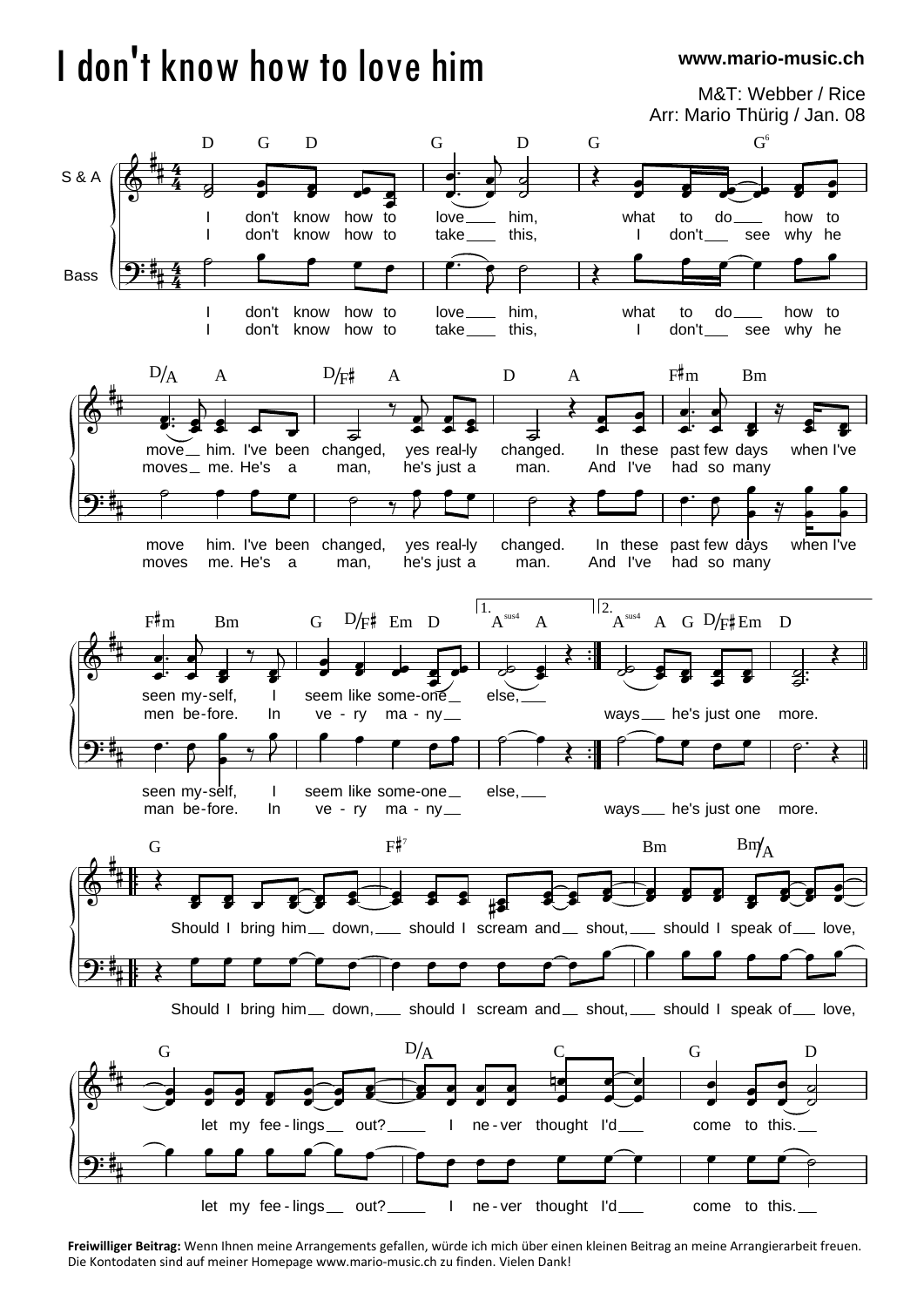# I don't know how to love him

**www.mario-music.ch**

M&T: Webber / Rice
Arr: Mario Thürig / Jan. 08

**Freiwilliger Beitrag:** Wenn Ihnen meine Arrangements gefallen, würde ich mich über einen kleinen Beitrag an meine Arrangierarbeit freuen. Die Kontodaten sind auf meiner Homepage www.mario-music.ch zu finden. Vielen Dank!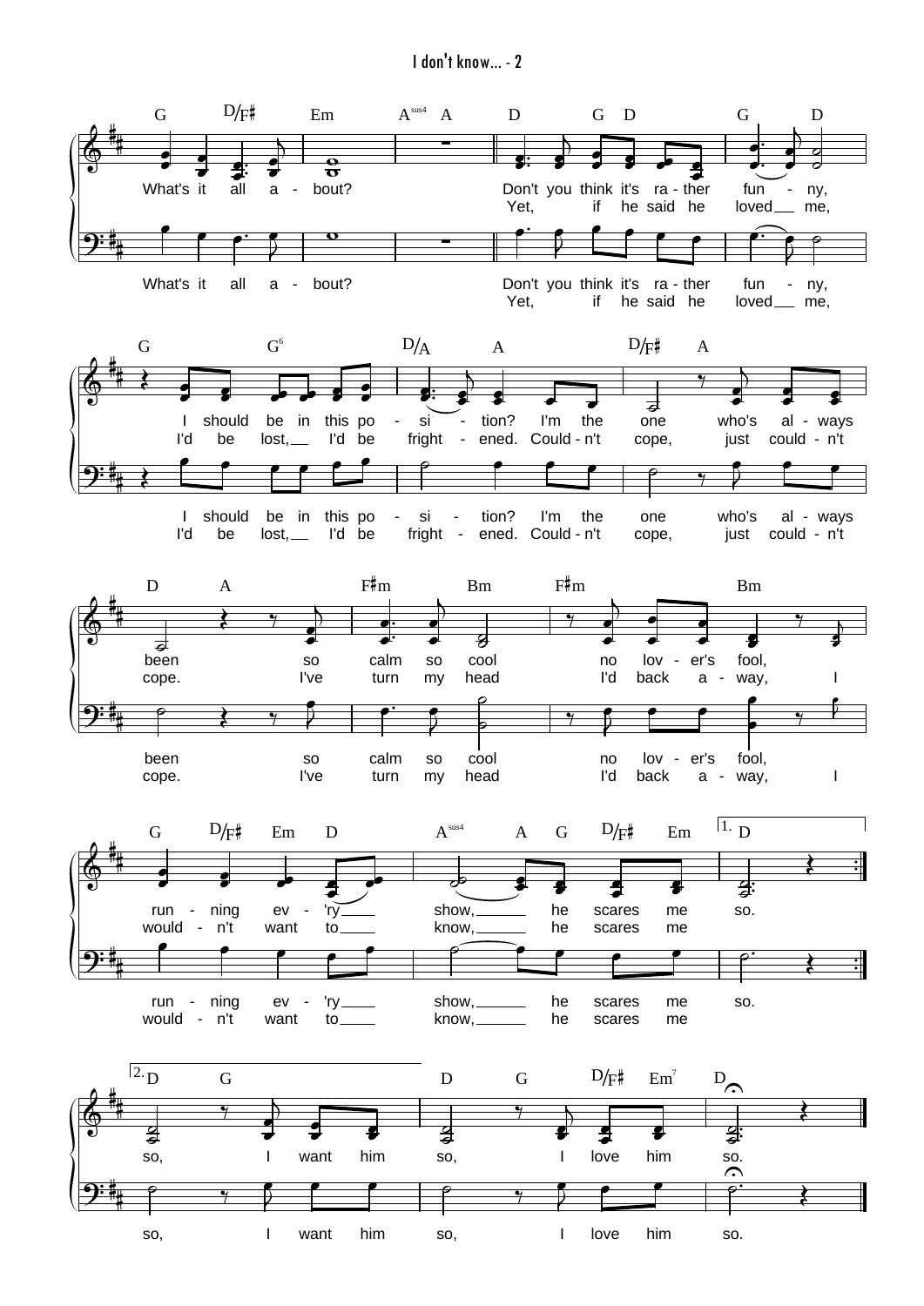G D/F♯ Em Asus4 A D G D G D

What's it all a - bout? Don't you think it's ra - ther fun - ny,
Yet, if he said he loved__ me,

G G6 D/A A D/F♯ A

I should be in this po - si - tion? I'm the one who's al - ways
I'd be lost,__ I'd be fright - ened. Could - n't cope, just could - n't

D A F♯m Bm F♯m Bm

been so calm so cool no lov - er's fool,
cope. I've turn my head I'd back a - way, I

G D/F♯ Em D Asus4 A G D/F♯ Em 1. D

run - ning ev - 'ry____ show,______ he scares me so.
would - n't want to____ know,______ he scares me

2. D G D G D/F♯ Em7 D

so, I want him so, I love him so.